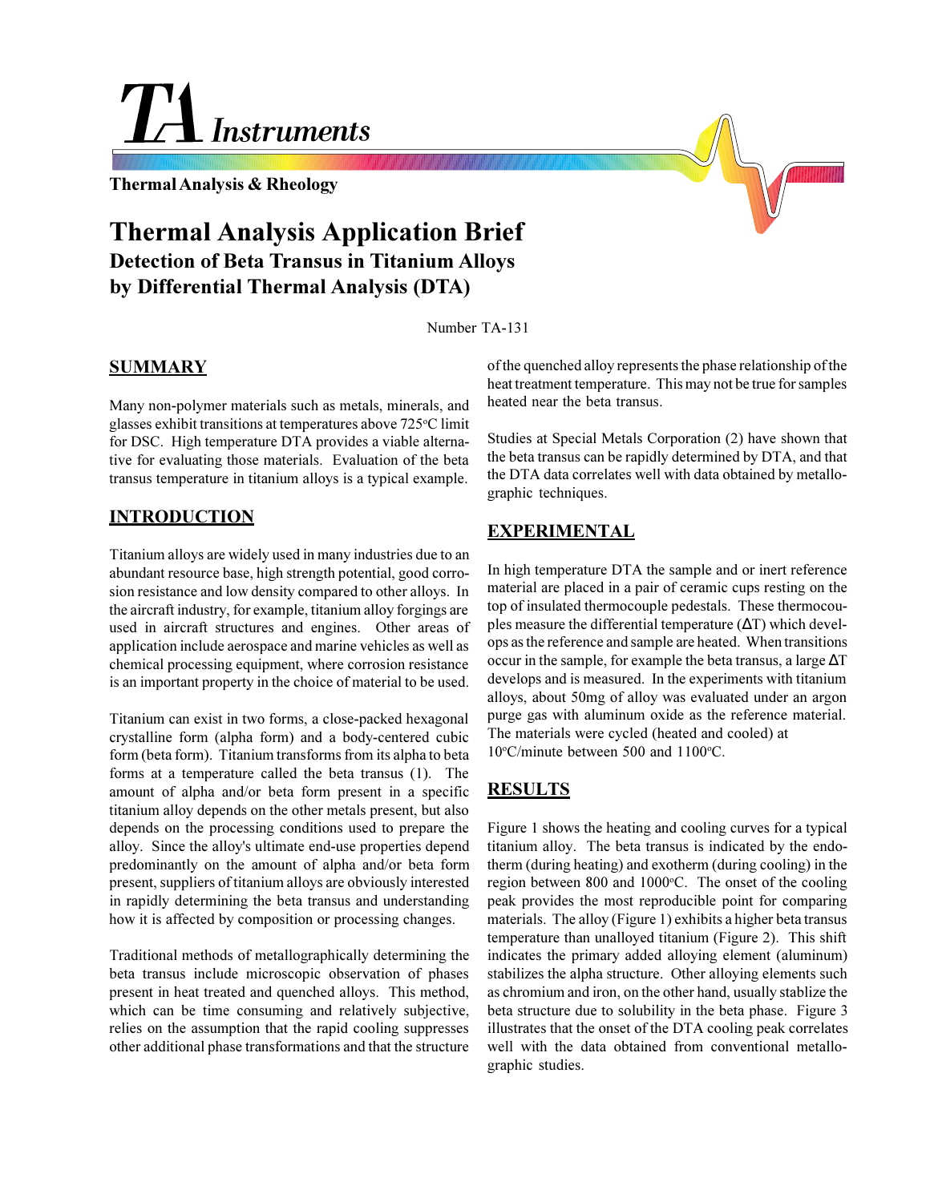# TA Instruments

**Thermal Analysis & Rheology**

# Thermal Analysis Application Brief

## Detection of Beta Transus in Titanium Alloys by Differential Thermal Analysis (DTA)

Number TA-131

## SUMMARY

Many non-polymer materials such as metals, minerals, and glasses exhibit transitions at temperatures above 725°C limit for DSC. High temperature DTA provides a viable alternative for evaluating those materials. Evaluation of the beta transus temperature in titanium alloys is a typical example.

## INTRODUCTION

Titanium alloys are widely used in many industries due to an abundant resource base, high strength potential, good corrosion resistance and low density compared to other alloys. In the aircraft industry, for example, titanium alloy forgings are used in aircraft structures and engines. Other areas of application include aerospace and marine vehicles as well as chemical processing equipment, where corrosion resistance is an important property in the choice of material to be used.

Titanium can exist in two forms, a close-packed hexagonal crystalline form (alpha form) and a body-centered cubic form (beta form). Titanium transforms from its alpha to beta forms at a temperature called the beta transus (1). The amount of alpha and/or beta form present in a specific titanium alloy depends on the other metals present, but also depends on the processing conditions used to prepare the alloy. Since the alloy's ultimate end-use properties depend predominantly on the amount of alpha and/or beta form present, suppliers of titanium alloys are obviously interested in rapidly determining the beta transus and understanding how it is affected by composition or processing changes.

Traditional methods of metallographically determining the beta transus include microscopic observation of phases present in heat treated and quenched alloys. This method, which can be time consuming and relatively subjective, relies on the assumption that the rapid cooling suppresses other additional phase transformations and that the structure of the quenched alloy represents the phase relationship of the heat treatment temperature. This may not be true for samples heated near the beta transus.

Studies at Special Metals Corporation (2) have shown that the beta transus can be rapidly determined by DTA, and that the DTA data correlates well with data obtained by metallographic techniques.

## EXPERIMENTAL

In high temperature DTA the sample and or inert reference material are placed in a pair of ceramic cups resting on the top of insulated thermocouple pedestals. These thermocouples measure the differential temperature ($\Delta T$) which develops as the reference and sample are heated. When transitions occur in the sample, for example the beta transus, a large $\Delta T$ develops and is measured. In the experiments with titanium alloys, about 50mg of alloy was evaluated under an argon purge gas with aluminum oxide as the reference material. The materials were cycled (heated and cooled) at 10°C/minute between 500 and 1100°C.

## RESULTS

Figure 1 shows the heating and cooling curves for a typical titanium alloy. The beta transus is indicated by the endotherm (during heating) and exotherm (during cooling) in the region between 800 and 1000°C. The onset of the cooling peak provides the most reproducible point for comparing materials. The alloy (Figure 1) exhibits a higher beta transus temperature than unalloyed titanium (Figure 2). This shift indicates the primary added alloying element (aluminum) stabilizes the alpha structure. Other alloying elements such as chromium and iron, on the other hand, usually stablize the beta structure due to solubility in the beta phase. Figure 3 illustrates that the onset of the DTA cooling peak correlates well with the data obtained from conventional metallographic studies.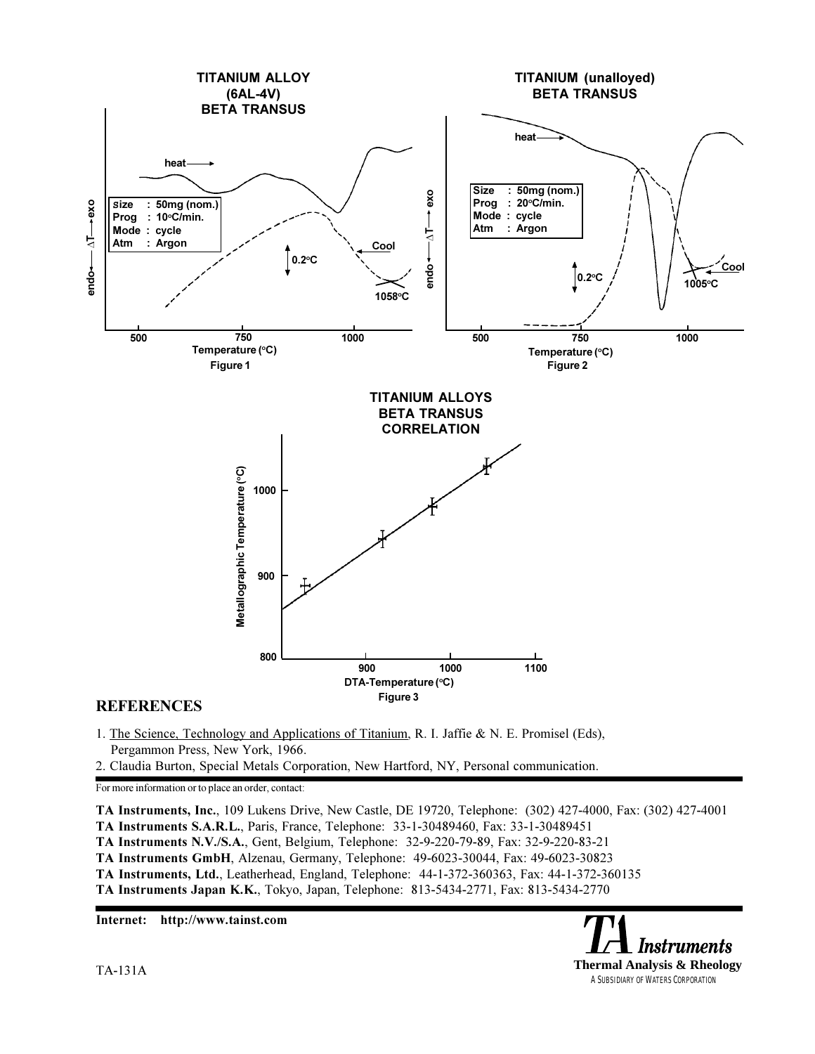**TITANIUM ALLOY (6AL-4V) BETA TRANSUS**

heat

Size : 50mg (nom.)
Prog : 10°C/min.
Mode : cycle
Atm : Argon

endo ← ΔT → exo

0.2°C

Cool

1058°C

500 750 1000

Temperature (°C)

Figure 1

**TITANIUM (unalloyed) BETA TRANSUS**

heat

Size : 50mg (nom.)
Prog : 20°C/min.
Mode : cycle
Atm : Argon

endo ← ΔT → exo

0.2°C

Cool

1005°C

500 750 1000

Temperature (°C)

Figure 2

**TITANIUM ALLOYS BETA TRANSUS CORRELATION**

Metallographic Temperature (°C)

800 900 1000

900 1000 1100

DTA-Temperature (°C)

Figure 3

## REFERENCES

1. The Science, Technology and Applications of Titanium, R. I. Jaffie & N. E. Promisel (Eds), Pergammon Press, New York, 1966.
2. Claudia Burton, Special Metals Corporation, New Hartford, NY, Personal communication.

For more information or to place an order, contact:

**TA Instruments, Inc.**, 109 Lukens Drive, New Castle, DE 19720, Telephone: (302) 427-4000, Fax: (302) 427-4001
**TA Instruments S.A.R.L.**, Paris, France, Telephone: 33-1-30489460, Fax: 33-1-30489451
**TA Instruments N.V./S.A.**, Gent, Belgium, Telephone: 32-9-220-79-89, Fax: 32-9-220-83-21
**TA Instruments GmbH**, Alzenau, Germany, Telephone: 49-6023-30044, Fax: 49-6023-30823
**TA Instruments, Ltd.**, Leatherhead, England, Telephone: 44-1-372-360363, Fax: 44-1-372-360135
**TA Instruments Japan K.K.**, Tokyo, Japan, Telephone: 813-5434-2771, Fax: 813-5434-2770

**Internet: http://www.tainst.com**

TA Instruments
Thermal Analysis & Rheology
A SUBSIDIARY OF WATERS CORPORATION

TA-131A